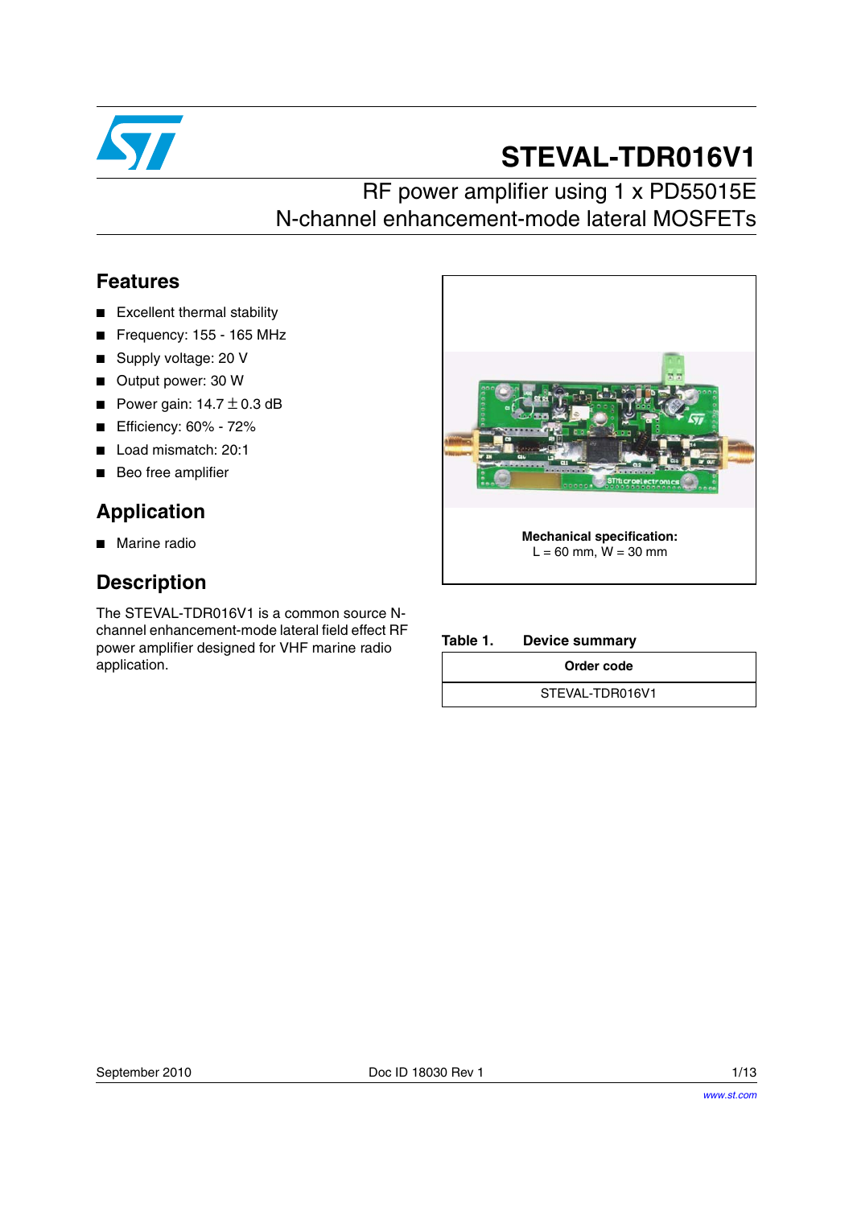# STEVAL-TDR016V1

## RF power amplifier using 1 x PD55015E N-channel enhancement-mode lateral MOSFETs

## Features

- Excellent thermal stability
- Frequency: 155 - 165 MHz
- Supply voltage: 20 V
- Output power: 30 W
- Power gain: 14.7 ± 0.3 dB
- Efficiency: 60% - 72%
- Load mismatch: 20:1
- Beo free amplifier

## Application

- Marine radio

## Description

The STEVAL-TDR016V1 is a common source N-channel enhancement-mode lateral field effect RF power amplifier designed for VHF marine radio application.

**Mechanical specification:**
L = 60 mm, W = 30 mm

**Table 1. Device summary**

| Order code |
| --- |
| STEVAL-TDR016V1 |

September 2010 Doc ID 18030 Rev 1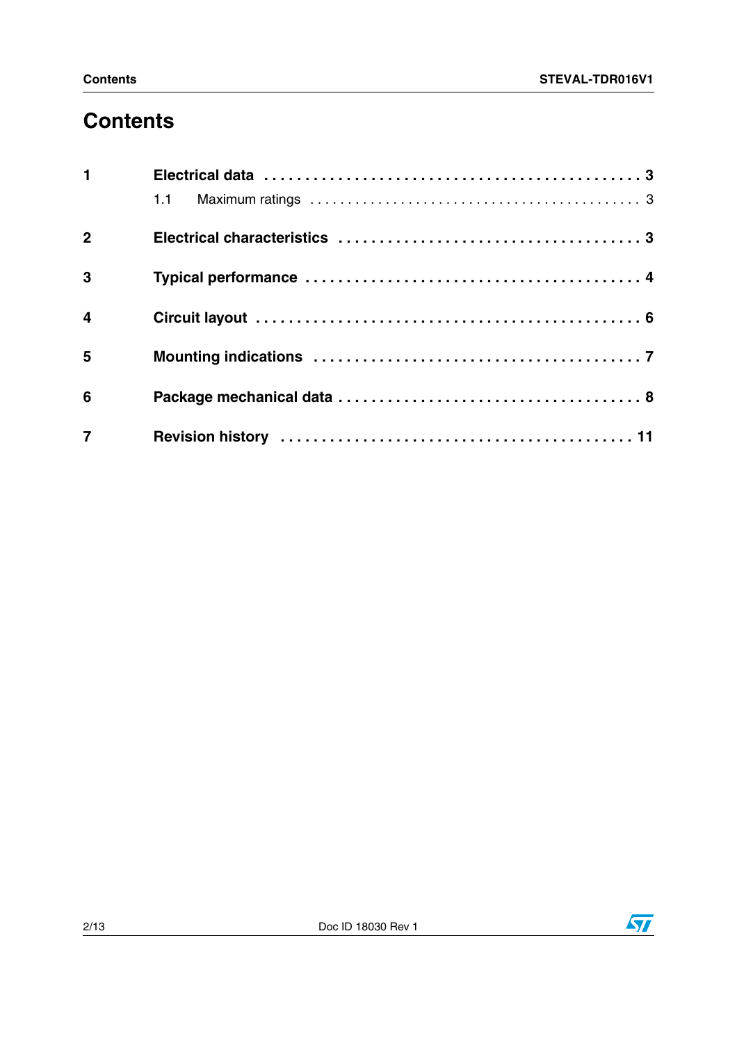# Contents

1 **Electrical data** . . . . . . . . . . . . . . . . . . . . . . . . . . . . . . . . . . . . . . . . . . . . . . . 3

  1.1 Maximum ratings . . . . . . . . . . . . . . . . . . . . . . . . . . . . . . . . . . . . . . . . . 3

2 **Electrical characteristics** . . . . . . . . . . . . . . . . . . . . . . . . . . . . . . . . . . . . 3

3 **Typical performance** . . . . . . . . . . . . . . . . . . . . . . . . . . . . . . . . . . . . . . . 4

4 **Circuit layout** . . . . . . . . . . . . . . . . . . . . . . . . . . . . . . . . . . . . . . . . . . . . . . 6

5 **Mounting indications** . . . . . . . . . . . . . . . . . . . . . . . . . . . . . . . . . . . . . . 7

6 **Package mechanical data** . . . . . . . . . . . . . . . . . . . . . . . . . . . . . . . . . . . 8

7 **Revision history** . . . . . . . . . . . . . . . . . . . . . . . . . . . . . . . . . . . . . . . . . 11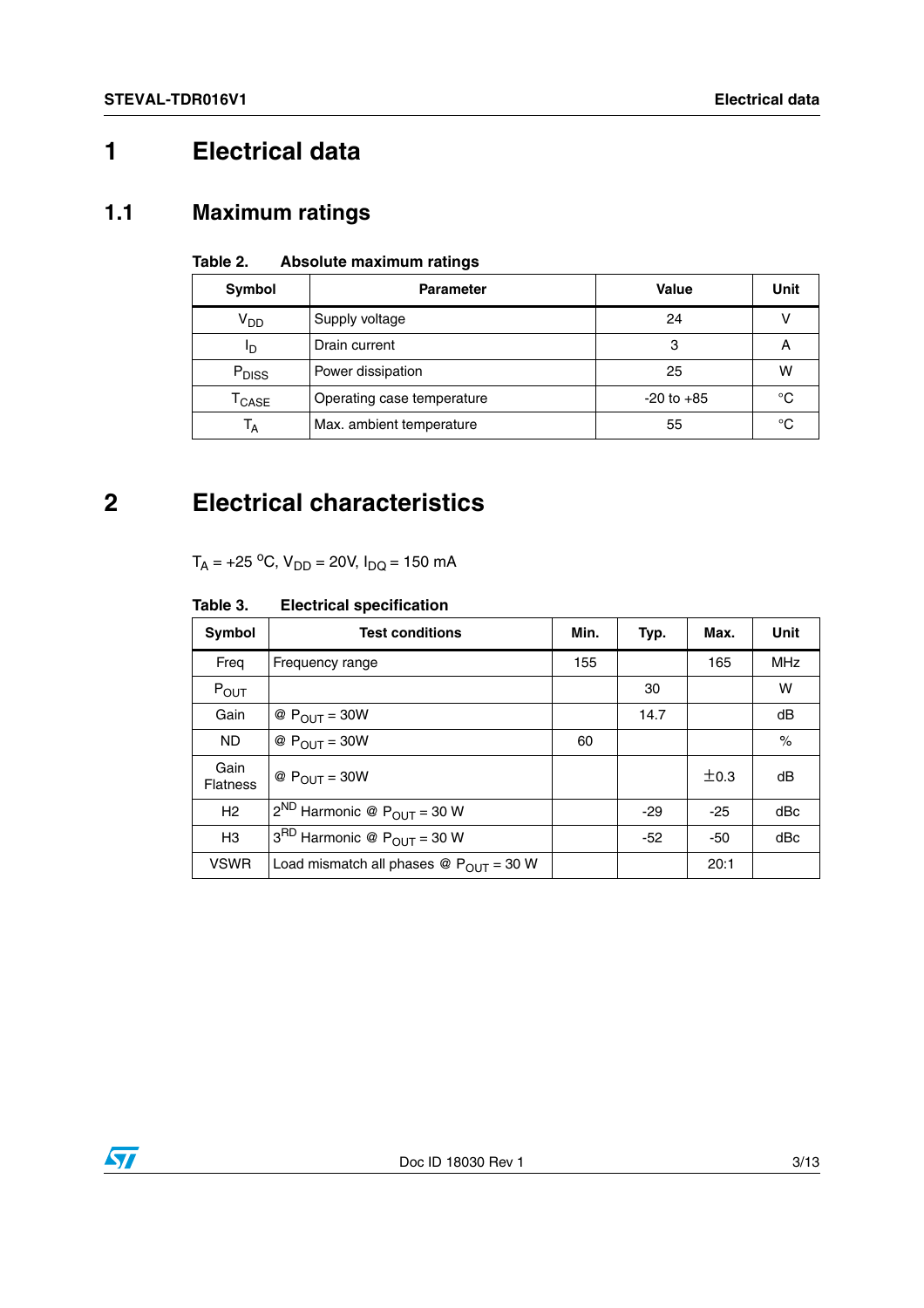# 1 Electrical data

## 1.1 Maximum ratings

**Table 2. Absolute maximum ratings**

| Symbol | Parameter | Value | Unit |
|---|---|---|---|
| $V_{DD}$ | Supply voltage | 24 | V |
| $I_D$ | Drain current | 3 | A |
| $P_{DISS}$ | Power dissipation | 25 | W |
| $T_{CASE}$ | Operating case temperature | -20 to +85 | °C |
| $T_A$ | Max. ambient temperature | 55 | °C |

# 2 Electrical characteristics

$T_A$ = +25 °C, $V_{DD}$ = 20V, $I_{DQ}$ = 150 mA

**Table 3. Electrical specification**

| Symbol | Test conditions | Min. | Typ. | Max. | Unit |
|---|---|---|---|---|---|
| Freq | Frequency range | 155 | | 165 | MHz |
| $P_{OUT}$ | | | 30 | | W |
| Gain | @ $P_{OUT}$ = 30W | | 14.7 | | dB |
| ND | @ $P_{OUT}$ = 30W | 60 | | | % |
| Gain Flatness | @ $P_{OUT}$ = 30W | | | ±0.3 | dB |
| H2 | $2^{ND}$ Harmonic @ $P_{OUT}$ = 30 W | | -29 | -25 | dBc |
| H3 | $3^{RD}$ Harmonic @ $P_{OUT}$ = 30 W | | -52 | -50 | dBc |
| VSWR | Load mismatch all phases @ $P_{OUT}$ = 30 W | | | 20:1 | |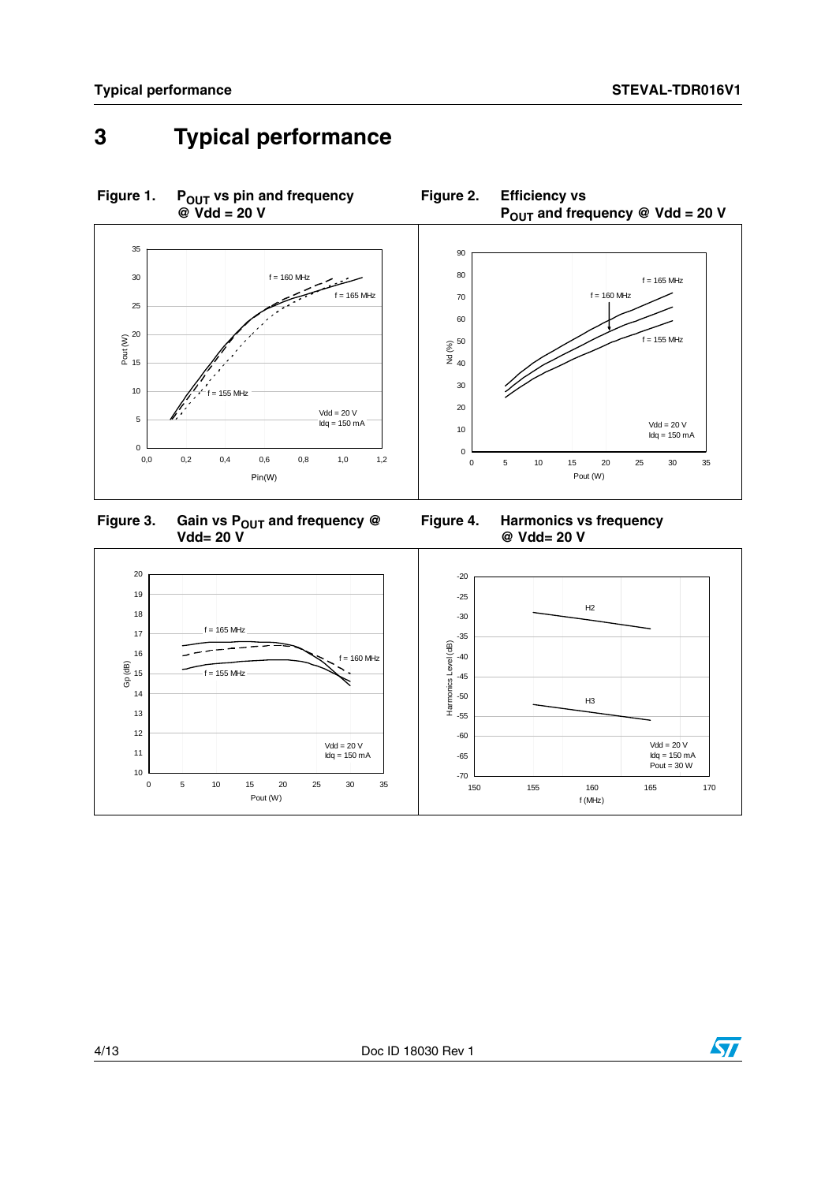# 3 Typical performance

**Figure 1. $P_{OUT}$ vs pin and frequency @ Vdd = 20 V**

**Figure 2. Efficiency vs $P_{OUT}$ and frequency @ Vdd = 20 V**

**Figure 3. Gain vs $P_{OUT}$ and frequency @ Vdd= 20 V**

**Figure 4. Harmonics vs frequency @ Vdd= 20 V**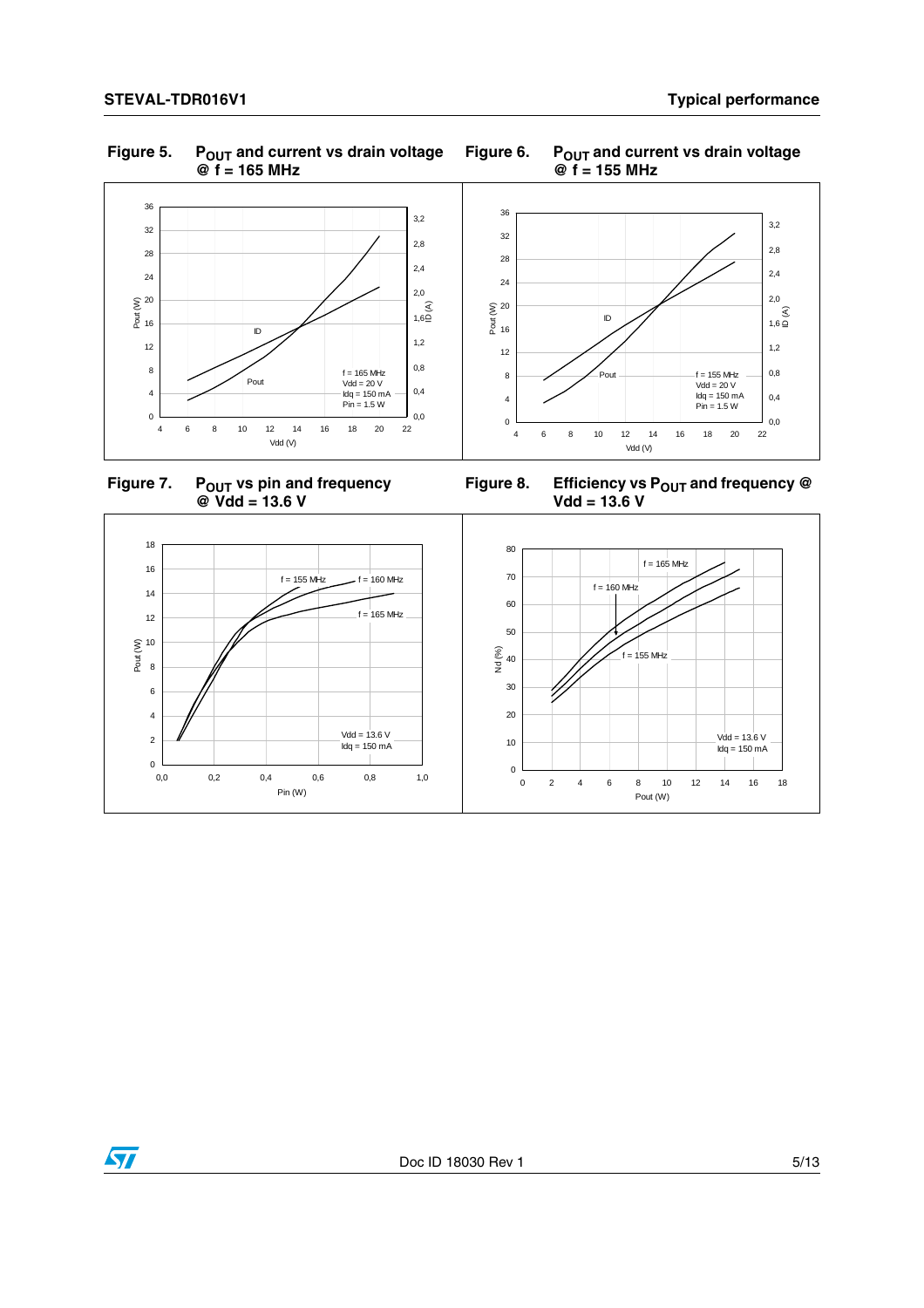**Figure 5. $P_{OUT}$ and current vs drain voltage @ f = 165 MHz**

**Figure 6. $P_{OUT}$ and current vs drain voltage @ f = 155 MHz**

**Figure 7. $P_{OUT}$ vs pin and frequency @ Vdd = 13.6 V**

**Figure 8. Efficiency vs $P_{OUT}$ and frequency @ Vdd = 13.6 V**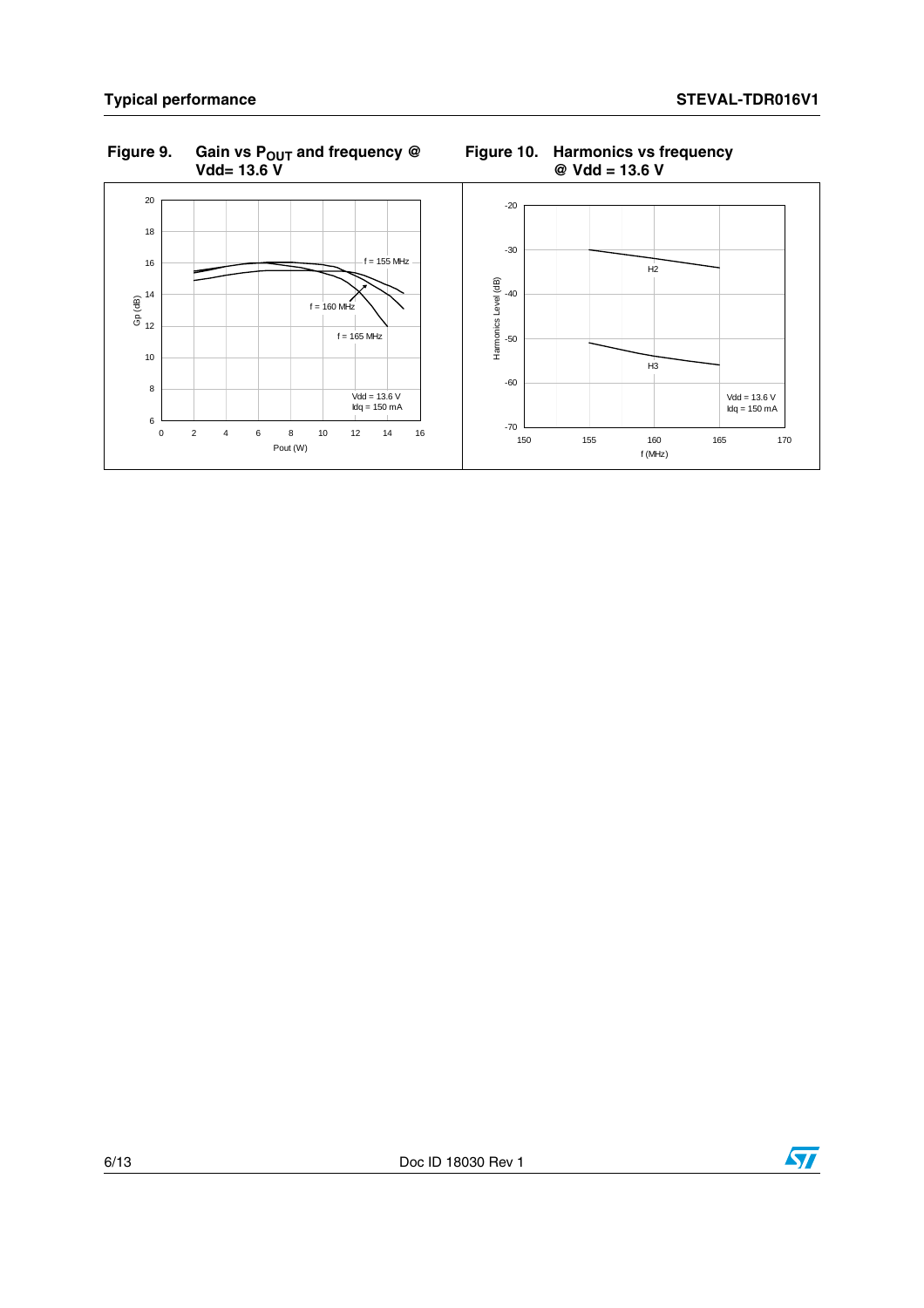**Figure 9. Gain vs $P_{OUT}$ and frequency @ Vdd= 13.6 V**

**Figure 10. Harmonics vs frequency @ Vdd = 13.6 V**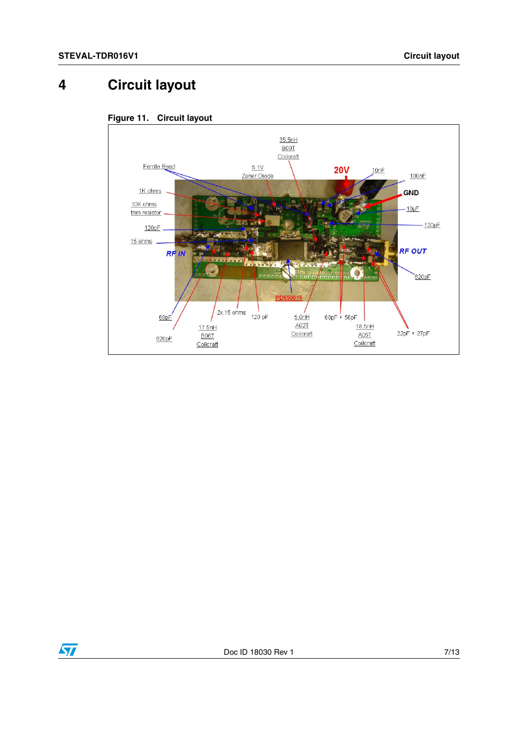# 4 Circuit layout

**Figure 11. Circuit layout**

35.5nH
B09T
Coilcraft

Ferrite Bead

5.1V
Zener Diode

20V

10nF

100nF

GND

1K ohms

10K ohms
trim resistor

10μF

120pF

120pF

15 ohms

RF IN

RF OUT

620pF

PD55015

68pF

2x 15 ohms

120 pF

5.0nH
A02T
Coilcraft

68pF + 56pF

18.5nH
A05T
Coilcraft

22pF + 27pF

620pF

17.5nH
B06T
Coilcraft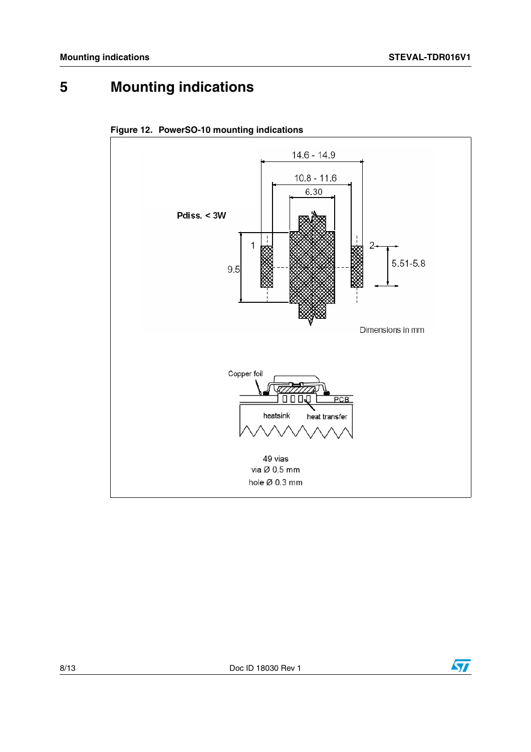# 5 Mounting indications

**Figure 12. PowerSO-10 mounting indications**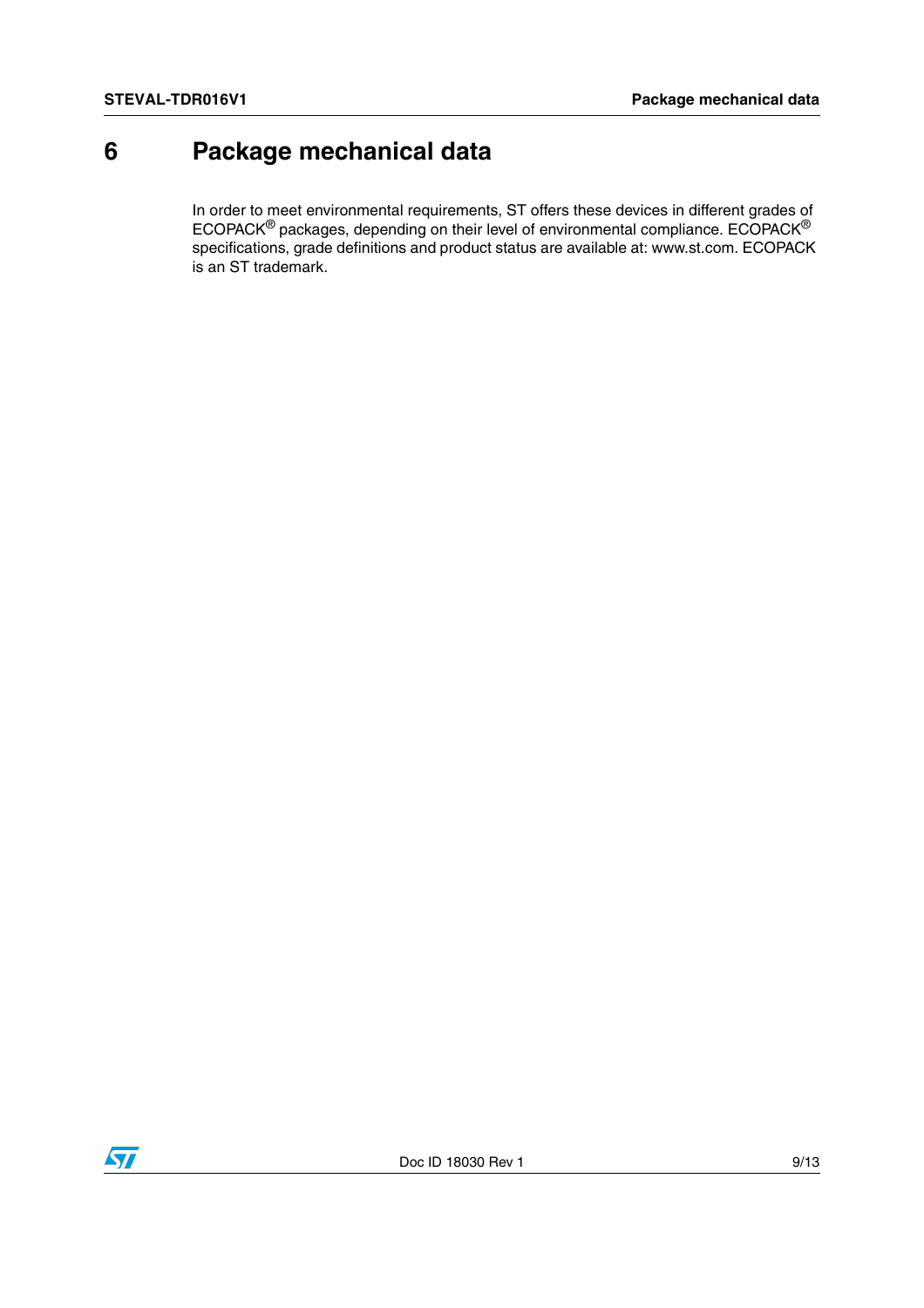# 6 Package mechanical data

In order to meet environmental requirements, ST offers these devices in different grades of ECOPACK® packages, depending on their level of environmental compliance. ECOPACK® specifications, grade definitions and product status are available at: www.st.com. ECOPACK is an ST trademark.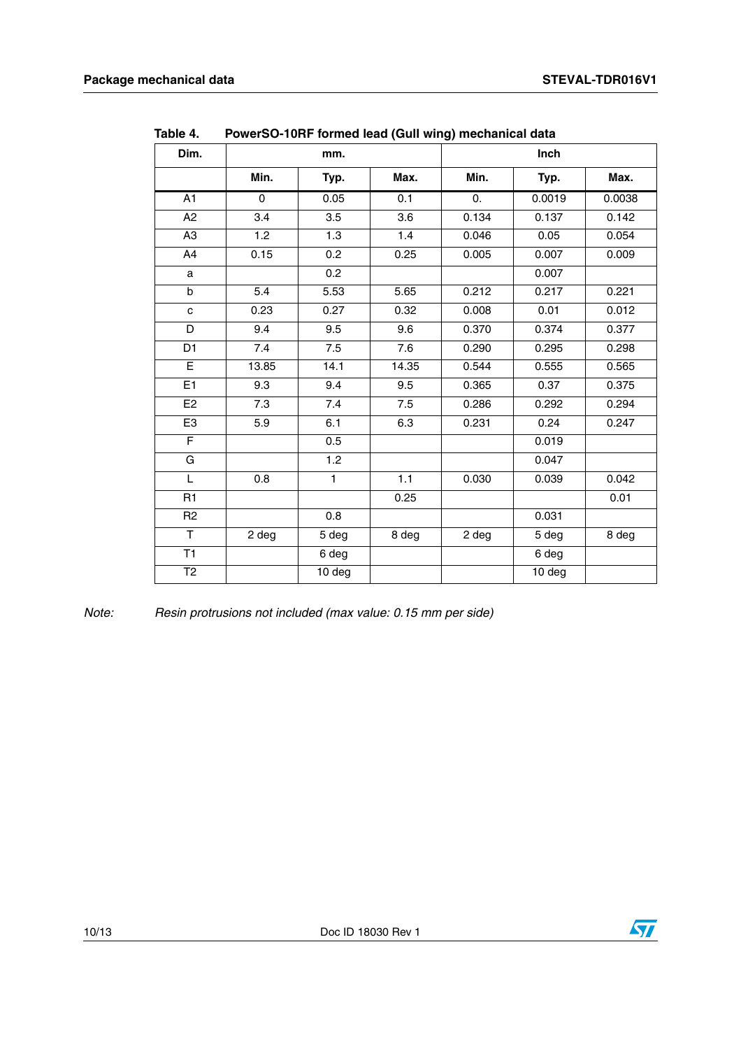Table 4. PowerSO-10RF formed lead (Gull wing) mechanical data

| Dim. | mm. | | | Inch | | |
|---|---|---|---|---|---|---|
| | Min. | Typ. | Max. | Min. | Typ. | Max. |
| A1 | 0 | 0.05 | 0.1 | 0. | 0.0019 | 0.0038 |
| A2 | 3.4 | 3.5 | 3.6 | 0.134 | 0.137 | 0.142 |
| A3 | 1.2 | 1.3 | 1.4 | 0.046 | 0.05 | 0.054 |
| A4 | 0.15 | 0.2 | 0.25 | 0.005 | 0.007 | 0.009 |
| a | | 0.2 | | | 0.007 | |
| b | 5.4 | 5.53 | 5.65 | 0.212 | 0.217 | 0.221 |
| c | 0.23 | 0.27 | 0.32 | 0.008 | 0.01 | 0.012 |
| D | 9.4 | 9.5 | 9.6 | 0.370 | 0.374 | 0.377 |
| D1 | 7.4 | 7.5 | 7.6 | 0.290 | 0.295 | 0.298 |
| E | 13.85 | 14.1 | 14.35 | 0.544 | 0.555 | 0.565 |
| E1 | 9.3 | 9.4 | 9.5 | 0.365 | 0.37 | 0.375 |
| E2 | 7.3 | 7.4 | 7.5 | 0.286 | 0.292 | 0.294 |
| E3 | 5.9 | 6.1 | 6.3 | 0.231 | 0.24 | 0.247 |
| F | | 0.5 | | | 0.019 | |
| G | | 1.2 | | | 0.047 | |
| L | 0.8 | 1 | 1.1 | 0.030 | 0.039 | 0.042 |
| R1 | | | 0.25 | | | 0.01 |
| R2 | | 0.8 | | | 0.031 | |
| T | 2 deg | 5 deg | 8 deg | 2 deg | 5 deg | 8 deg |
| T1 | | 6 deg | | | 6 deg | |
| T2 | | 10 deg | | | 10 deg | |

*Note: Resin protrusions not included (max value: 0.15 mm per side)*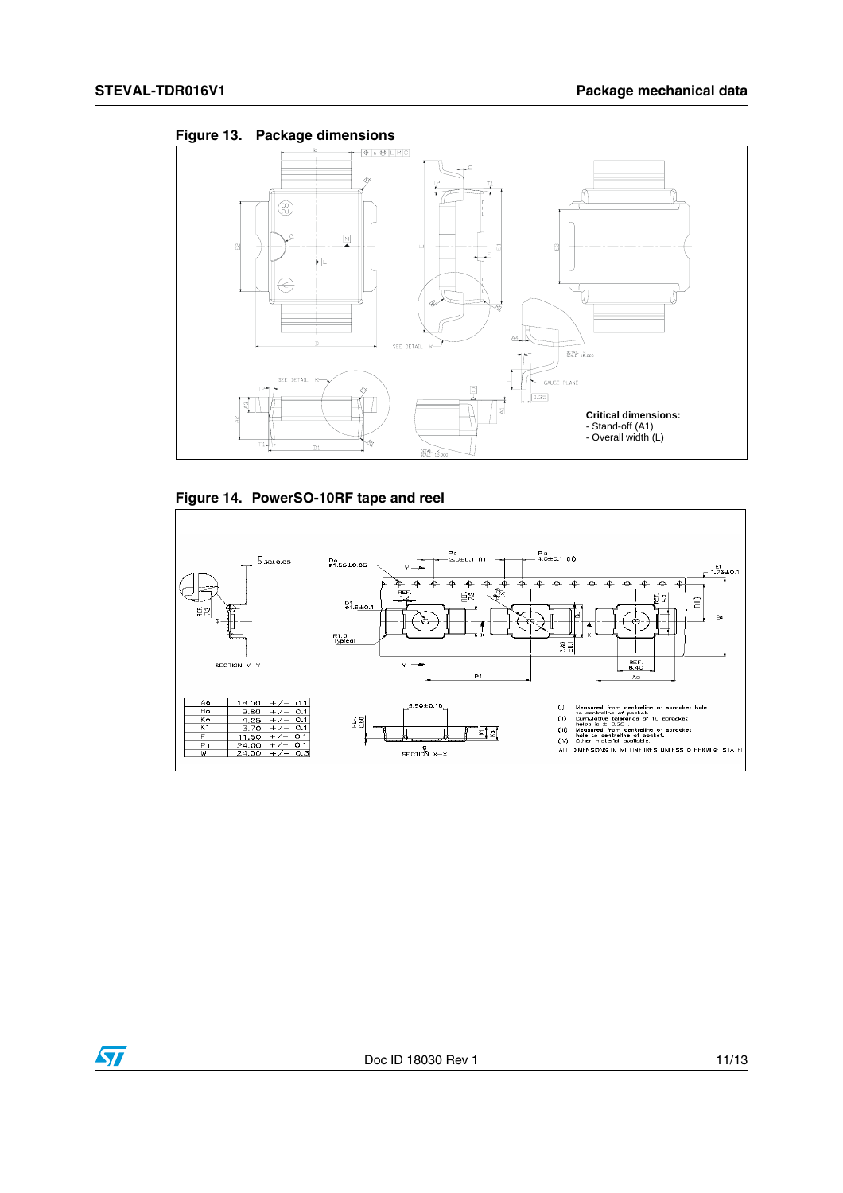**Figure 13. Package dimensions**

Critical dimensions:
- Stand-off (A1)
- Overall width (L)

**Figure 14. PowerSO-10RF tape and reel**

| | |
|---|---|
| Ao | 18.00 +/- 0.1 |
| Bo | 9.80 +/- 0.1 |
| Ko | 4.25 +/- 0.1 |
| K1 | 3.70 +/- 0.1 |
| F | 11.50 +/- 0.1 |
| P1 | 24.00 +/- 0.1 |
| W | 24.00 +/- 0.3 |

(I) Measured from centreline of sprocket hole to centreline of pocket.
(II) Cumulative tolerance of 10 sprocket holes is ± 0.20 .
(III) Measured from centreline of sprocket hole to centreline of pocket.
(IV) Other material available.

ALL DIMENSIONS IN MILLIMETRES UNLESS OTHERWISE STATED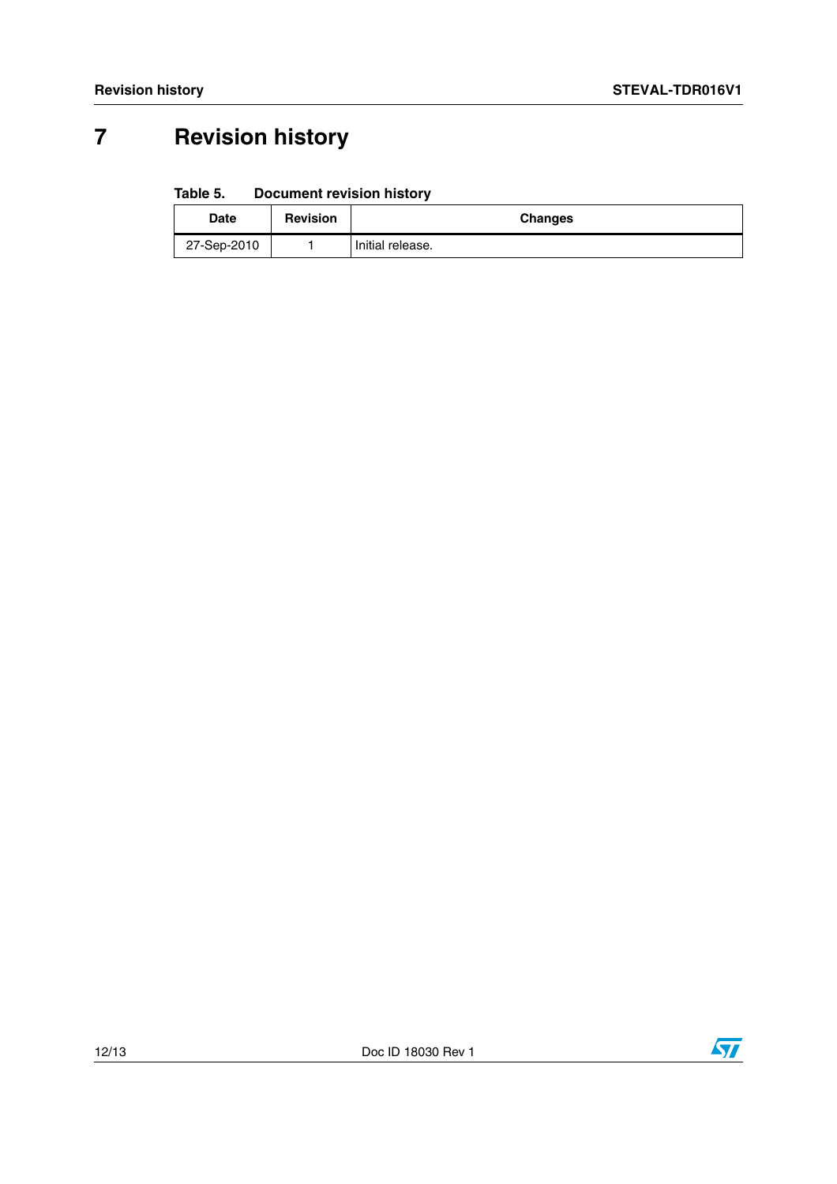# 7 Revision history

**Table 5. Document revision history**

| Date | Revision | Changes |
|---|---|---|
| 27-Sep-2010 | 1 | Initial release. |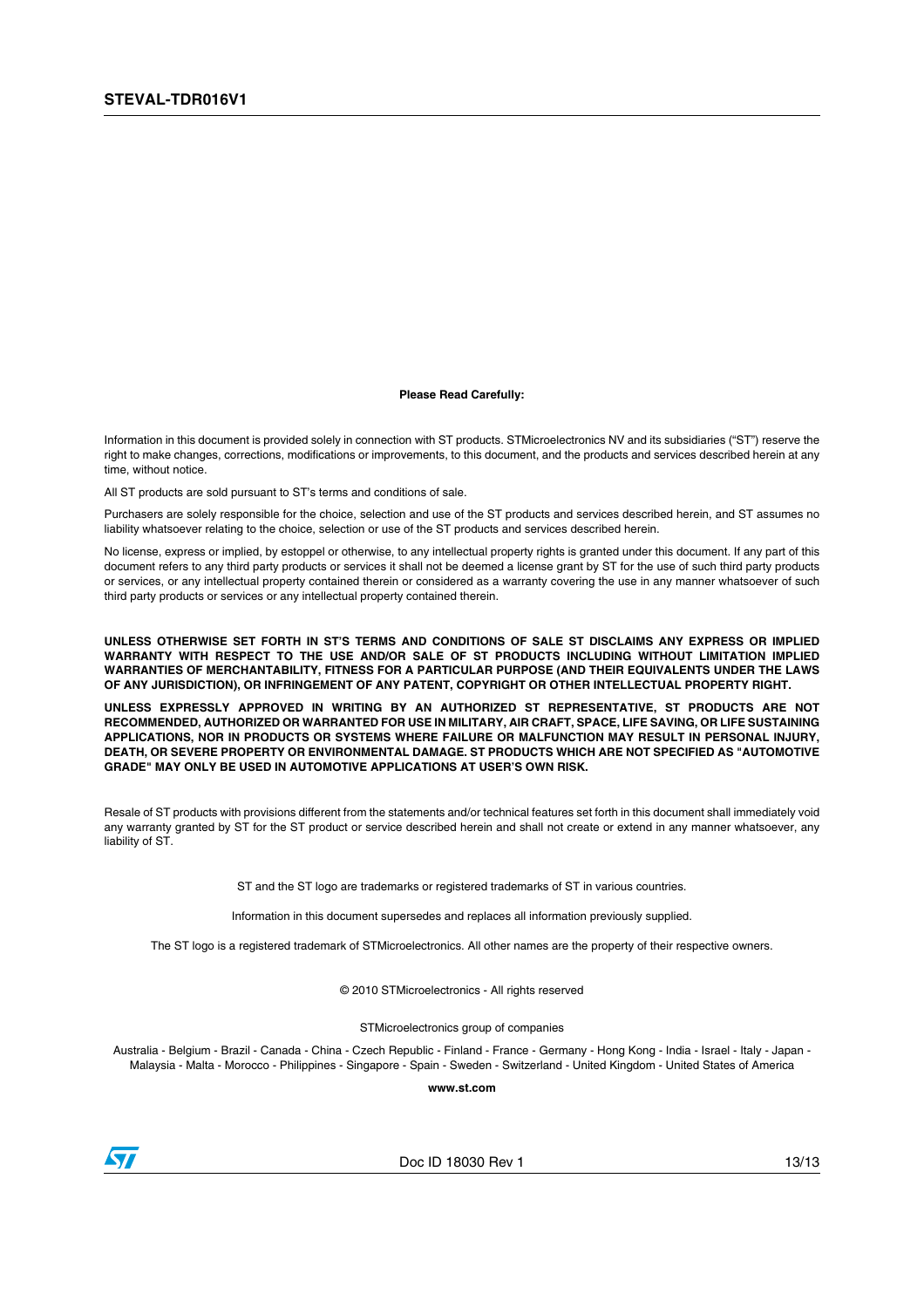**Please Read Carefully:**

Information in this document is provided solely in connection with ST products. STMicroelectronics NV and its subsidiaries ("ST") reserve the right to make changes, corrections, modifications or improvements, to this document, and the products and services described herein at any time, without notice.

All ST products are sold pursuant to ST's terms and conditions of sale.

Purchasers are solely responsible for the choice, selection and use of the ST products and services described herein, and ST assumes no liability whatsoever relating to the choice, selection or use of the ST products and services described herein.

No license, express or implied, by estoppel or otherwise, to any intellectual property rights is granted under this document. If any part of this document refers to any third party products or services it shall not be deemed a license grant by ST for the use of such third party products or services, or any intellectual property contained therein or considered as a warranty covering the use in any manner whatsoever of such third party products or services or any intellectual property contained therein.

**UNLESS OTHERWISE SET FORTH IN ST'S TERMS AND CONDITIONS OF SALE ST DISCLAIMS ANY EXPRESS OR IMPLIED WARRANTY WITH RESPECT TO THE USE AND/OR SALE OF ST PRODUCTS INCLUDING WITHOUT LIMITATION IMPLIED WARRANTIES OF MERCHANTABILITY, FITNESS FOR A PARTICULAR PURPOSE (AND THEIR EQUIVALENTS UNDER THE LAWS OF ANY JURISDICTION), OR INFRINGEMENT OF ANY PATENT, COPYRIGHT OR OTHER INTELLECTUAL PROPERTY RIGHT.**

**UNLESS EXPRESSLY APPROVED IN WRITING BY AN AUTHORIZED ST REPRESENTATIVE, ST PRODUCTS ARE NOT RECOMMENDED, AUTHORIZED OR WARRANTED FOR USE IN MILITARY, AIR CRAFT, SPACE, LIFE SAVING, OR LIFE SUSTAINING APPLICATIONS, NOR IN PRODUCTS OR SYSTEMS WHERE FAILURE OR MALFUNCTION MAY RESULT IN PERSONAL INJURY, DEATH, OR SEVERE PROPERTY OR ENVIRONMENTAL DAMAGE. ST PRODUCTS WHICH ARE NOT SPECIFIED AS "AUTOMOTIVE GRADE" MAY ONLY BE USED IN AUTOMOTIVE APPLICATIONS AT USER'S OWN RISK.**

Resale of ST products with provisions different from the statements and/or technical features set forth in this document shall immediately void any warranty granted by ST for the ST product or service described herein and shall not create or extend in any manner whatsoever, any liability of ST.

ST and the ST logo are trademarks or registered trademarks of ST in various countries.

Information in this document supersedes and replaces all information previously supplied.

The ST logo is a registered trademark of STMicroelectronics. All other names are the property of their respective owners.

© 2010 STMicroelectronics - All rights reserved

STMicroelectronics group of companies

Australia - Belgium - Brazil - Canada - China - Czech Republic - Finland - France - Germany - Hong Kong - India - Israel - Italy - Japan - Malaysia - Malta - Morocco - Philippines - Singapore - Spain - Sweden - Switzerland - United Kingdom - United States of America

**www.st.com**